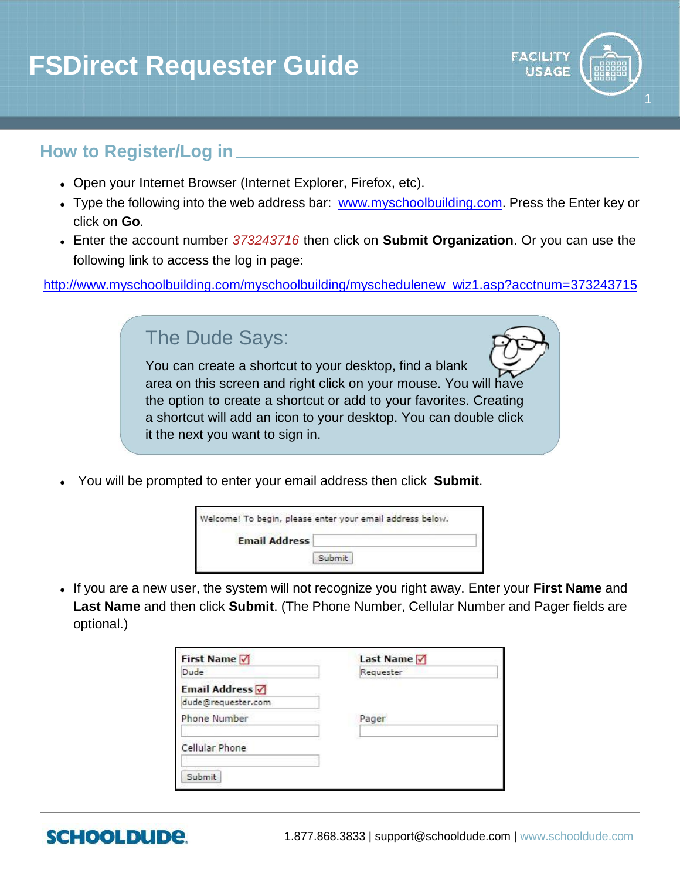# FSDirect Requester Guide

## How to Register/Log in

- Open your Internet Browser (Internet Explorer, Firefox, etc).
- Type the following into the web address bar: www.myschoolbuilding.com. Press the Enter key or click on **Go**.
- Enter the account number *373243716* then click on **Submit Organization**. Or you can use the following link to access the log in page:

http://www.myschoolbuilding.com/myschoolbuilding/myschedulenew_wiz1.asp?acctnum=373243715

> **The Dude Says:**
>
> You can create a shortcut to your desktop, find a blank area on this screen and right click on your mouse. You will have the option to create a shortcut or add to your favorites. Creating a shortcut will add an icon to your desktop. You can double click it the next you want to sign in.

- You will be prompted to enter your email address then click **Submit**.

Welcome! To begin, please enter your email address below.

**Email Address** [ ]

[Submit]

- If you are a new user, the system will not recognize you right away. Enter your **First Name** and **Last Name** and then click **Submit**. (The Phone Number, Cellular Number and Pager fields are optional.)

| | |
|---|---|
| **First Name** ☑ Dude | **Last Name** ☑ Requester |
| **Email Address** ☑ dude@requester.com | |
| Phone Number | Pager |
| Cellular Phone | |
| [Submit] | |

1.877.868.3833 | support@schooldude.com | www.schooldude.com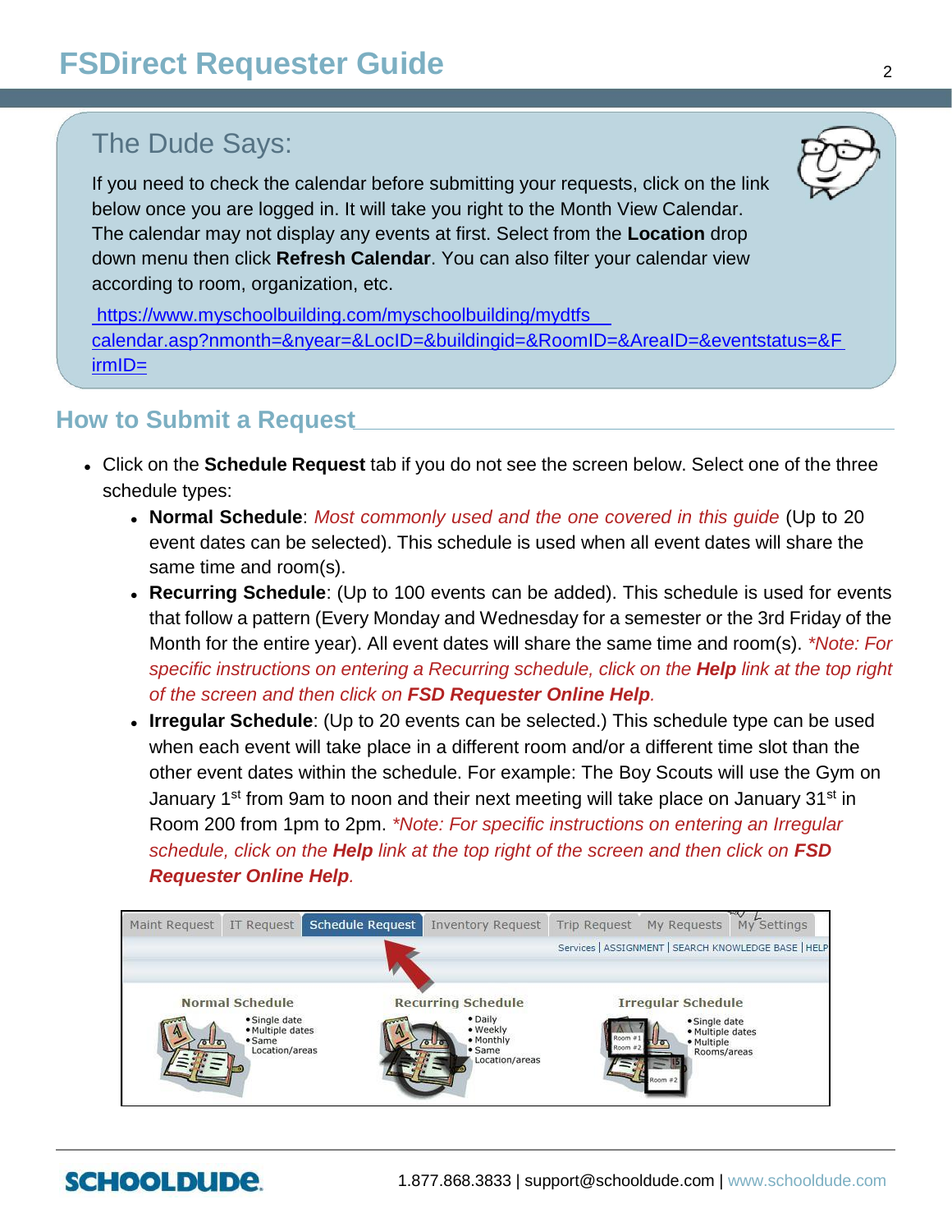## The Dude Says:

If you need to check the calendar before submitting your requests, click on the link below once you are logged in. It will take you right to the Month View Calendar. The calendar may not display any events at first. Select from the **Location** drop down menu then click **Refresh Calendar**. You can also filter your calendar view according to room, organization, etc.

https://www.myschoolbuilding.com/myschoolbuilding/mydtfs calendar.asp?nmonth=&nyear=&LocID=&buildingid=&RoomID=&AreaID=&eventstatus=&FirmID=

## How to Submit a Request

- Click on the **Schedule Request** tab if you do not see the screen below. Select one of the three schedule types:
  - **Normal Schedule**: *Most commonly used and the one covered in this guide* (Up to 20 event dates can be selected). This schedule is used when all event dates will share the same time and room(s).
  - **Recurring Schedule**: (Up to 100 events can be added). This schedule is used for events that follow a pattern (Every Monday and Wednesday for a semester or the 3rd Friday of the Month for the entire year). All event dates will share the same time and room(s). *\*Note: For specific instructions on entering a Recurring schedule, click on the **Help** link at the top right of the screen and then click on **FSD Requester Online Help**.*
  - **Irregular Schedule**: (Up to 20 events can be selected.) This schedule type can be used when each event will take place in a different room and/or a different time slot than the other event dates within the schedule. For example: The Boy Scouts will use the Gym on January 1st from 9am to noon and their next meeting will take place on January 31st in Room 200 from 1pm to 2pm. *\*Note: For specific instructions on entering an Irregular schedule, click on the **Help** link at the top right of the screen and then click on **FSD Requester Online Help**.*

Maint Request | IT Request | Schedule Request | Inventory Request | Trip Request | My Requests | My Settings

Services | ASSIGNMENT | SEARCH KNOWLEDGE BASE | HELP

**Normal Schedule**
- Single date
- Multiple dates
- Same Location/areas

**Recurring Schedule**
- Daily
- Weekly
- Monthly
- Same Location/areas

**Irregular Schedule**
- Single date
- Multiple dates
- Multiple Rooms/areas

1.877.868.3833 | support@schooldude.com | www.schooldude.com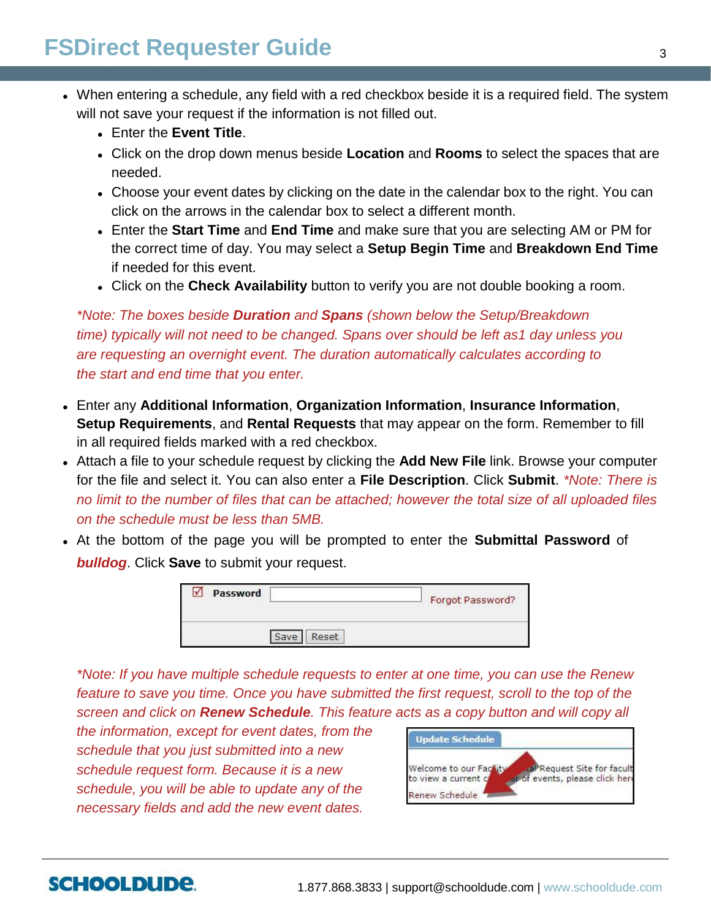- When entering a schedule, any field with a red checkbox beside it is a required field. The system will not save your request if the information is not filled out.
  - Enter the **Event Title**.
  - Click on the drop down menus beside **Location** and **Rooms** to select the spaces that are needed.
  - Choose your event dates by clicking on the date in the calendar box to the right. You can click on the arrows in the calendar box to select a different month.
  - Enter the **Start Time** and **End Time** and make sure that you are selecting AM or PM for the correct time of day. You may select a **Setup Begin Time** and **Breakdown End Time** if needed for this event.
  - Click on the **Check Availability** button to verify you are not double booking a room.

*\*Note: The boxes beside **Duration** and **Spans** (shown below the Setup/Breakdown time) typically will not need to be changed. Spans over should be left as1 day unless you are requesting an overnight event. The duration automatically calculates according to the start and end time that you enter.*

- Enter any **Additional Information**, **Organization Information**, **Insurance Information**, **Setup Requirements**, and **Rental Requests** that may appear on the form. Remember to fill in all required fields marked with a red checkbox.
- Attach a file to your schedule request by clicking the **Add New File** link. Browse your computer for the file and select it. You can also enter a **File Description**. Click **Submit**. *\*Note: There is no limit to the number of files that can be attached; however the total size of all uploaded files on the schedule must be less than 5MB.*
- At the bottom of the page you will be prompted to enter the **Submittal Password** of ***bulldog***. Click **Save** to submit your request.

*\*Note: If you have multiple schedule requests to enter at one time, you can use the Renew feature to save you time. Once you have submitted the first request, scroll to the top of the screen and click on **Renew Schedule**. This feature acts as a copy button and will copy all the information, except for event dates, from the schedule that you just submitted into a new schedule request form. Because it is a new schedule, you will be able to update any of the necessary fields and add the new event dates.*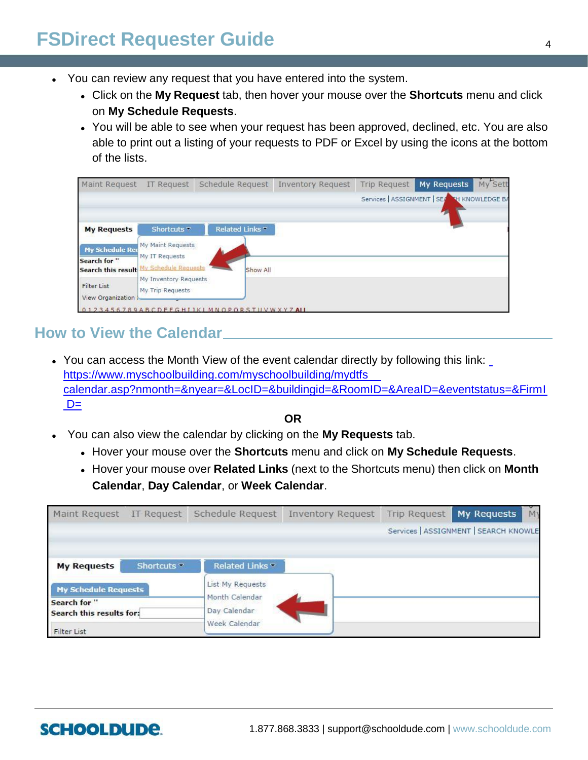- You can review any request that you have entered into the system.
  - Click on the **My Request** tab, then hover your mouse over the **Shortcuts** menu and click on **My Schedule Requests**.
  - You will be able to see when your request has been approved, declined, etc. You are also able to print out a listing of your requests to PDF or Excel by using the icons at the bottom of the lists.

## How to View the Calendar

- You can access the Month View of the event calendar directly by following this link: https://www.myschoolbuilding.com/myschoolbuilding/mydtfs calendar.asp?nmonth=&nyear=&LocID=&buildingid=&RoomID=&AreaID=&eventstatus=&FirmID=

**OR**

- You can also view the calendar by clicking on the **My Requests** tab.
  - Hover your mouse over the **Shortcuts** menu and click on **My Schedule Requests**.
  - Hover your mouse over **Related Links** (next to the Shortcuts menu) then click on **Month Calendar**, **Day Calendar**, or **Week Calendar**.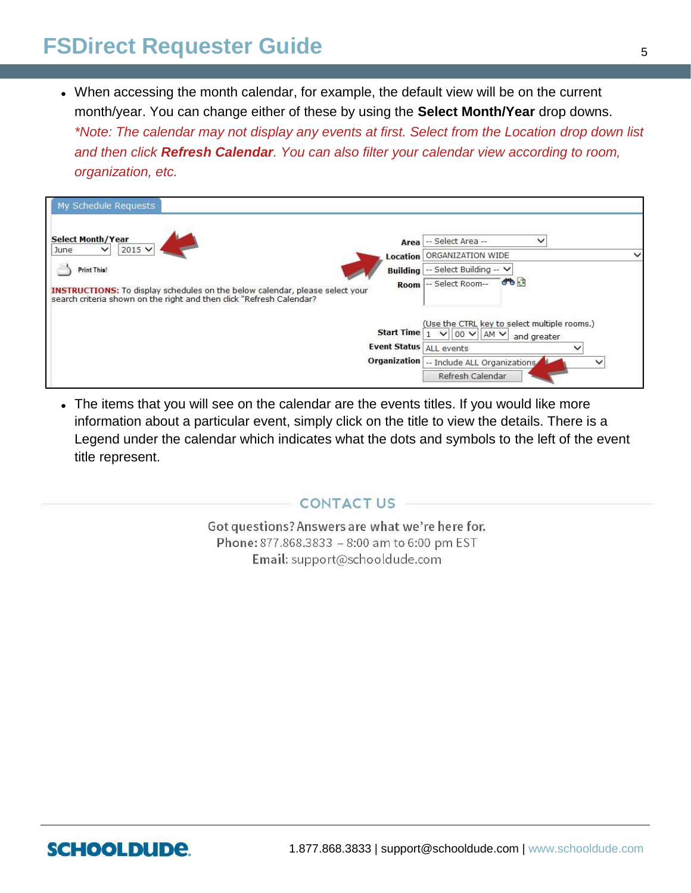- When accessing the month calendar, for example, the default view will be on the current month/year. You can change either of these by using the **Select Month/Year** drop downs. *\*Note: The calendar may not display any events at first. Select from the Location drop down list and then click **Refresh Calendar**. You can also filter your calendar view according to room, organization, etc.*

My Schedule Requests

Select Month/Year
June 2015

Print This!

INSTRUCTIONS: To display schedules on the below calendar, please select your search criteria shown on the right and then click "Refresh Calendar?

Area -- Select Area --
Location ORGANIZATION WIDE
Building -- Select Building --
Room -- Select Room--
(Use the CTRL key to select multiple rooms.)
Start Time 1 00 AM and greater
Event Status ALL events
Organization -- Include ALL Organizations
Refresh Calendar

- The items that you will see on the calendar are the events titles. If you would like more information about a particular event, simply click on the title to view the details. There is a Legend under the calendar which indicates what the dots and symbols to the left of the event title represent.

## CONTACT US

Got questions? Answers are what we're here for.
Phone: 877.868.3833 – 8:00 am to 6:00 pm EST
Email: support@schooldude.com